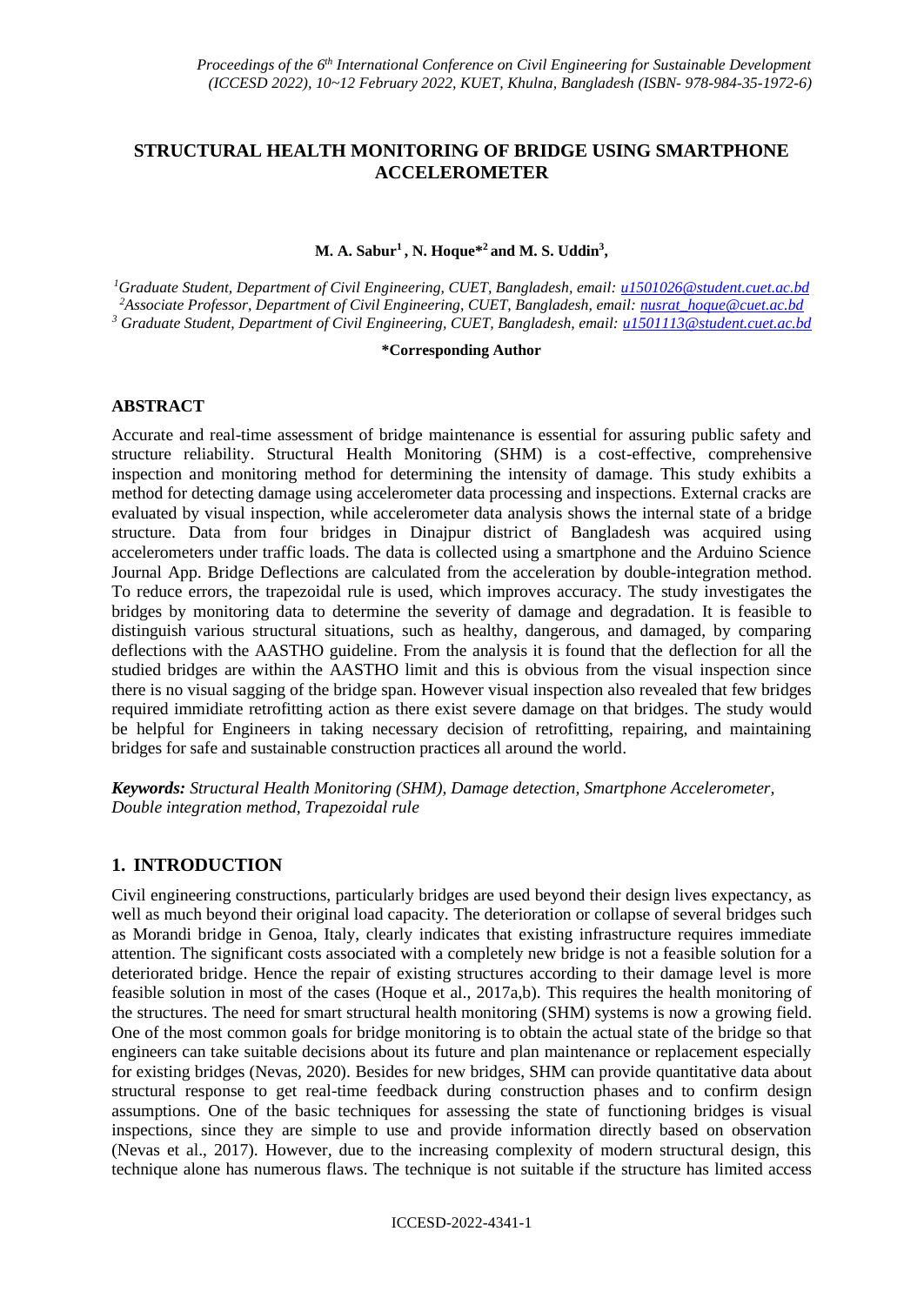# STRUCTURAL HEALTH MONITORING OF BRIDGE USING SMARTPHONE ACCELEROMETER

**M. A. Sabur[1] , N. Hoque*[2] and M. S. Uddin[3],**

[1]*Graduate Student, Department of Civil Engineering, CUET, Bangladesh, email: u1501026@student.cuet.ac.bd*
[2]*Associate Professor, Department of Civil Engineering, CUET, Bangladesh, email: nusrat_hoque@cuet.ac.bd*
[3] *Graduate Student, Department of Civil Engineering, CUET, Bangladesh, email: u1501113@student.cuet.ac.bd*

**\*Corresponding Author**

## ABSTRACT

Accurate and real-time assessment of bridge maintenance is essential for assuring public safety and structure reliability. Structural Health Monitoring (SHM) is a cost-effective, comprehensive inspection and monitoring method for determining the intensity of damage. This study exhibits a method for detecting damage using accelerometer data processing and inspections. External cracks are evaluated by visual inspection, while accelerometer data analysis shows the internal state of a bridge structure. Data from four bridges in Dinajpur district of Bangladesh was acquired using accelerometers under traffic loads. The data is collected using a smartphone and the Arduino Science Journal App. Bridge Deflections are calculated from the acceleration by double-integration method. To reduce errors, the trapezoidal rule is used, which improves accuracy. The study investigates the bridges by monitoring data to determine the severity of damage and degradation. It is feasible to distinguish various structural situations, such as healthy, dangerous, and damaged, by comparing deflections with the AASTHO guideline. From the analysis it is found that the deflection for all the studied bridges are within the AASTHO limit and this is obvious from the visual inspection since there is no visual sagging of the bridge span. However visual inspection also revealed that few bridges required immidiate retrofitting action as there exist severe damage on that bridges. The study would be helpful for Engineers in taking necessary decision of retrofitting, repairing, and maintaining bridges for safe and sustainable construction practices all around the world.

***Keywords:*** *Structural Health Monitoring (SHM), Damage detection, Smartphone Accelerometer, Double integration method, Trapezoidal rule*

## 1. INTRODUCTION

Civil engineering constructions, particularly bridges are used beyond their design lives expectancy, as well as much beyond their original load capacity. The deterioration or collapse of several bridges such as Morandi bridge in Genoa, Italy, clearly indicates that existing infrastructure requires immediate attention. The significant costs associated with a completely new bridge is not a feasible solution for a deteriorated bridge. Hence the repair of existing structures according to their damage level is more feasible solution in most of the cases (Hoque et al., 2017a,b). This requires the health monitoring of the structures. The need for smart structural health monitoring (SHM) systems is now a growing field. One of the most common goals for bridge monitoring is to obtain the actual state of the bridge so that engineers can take suitable decisions about its future and plan maintenance or replacement especially for existing bridges (Nevas, 2020). Besides for new bridges, SHM can provide quantitative data about structural response to get real-time feedback during construction phases and to confirm design assumptions. One of the basic techniques for assessing the state of functioning bridges is visual inspections, since they are simple to use and provide information directly based on observation (Nevas et al., 2017). However, due to the increasing complexity of modern structural design, this technique alone has numerous flaws. The technique is not suitable if the structure has limited access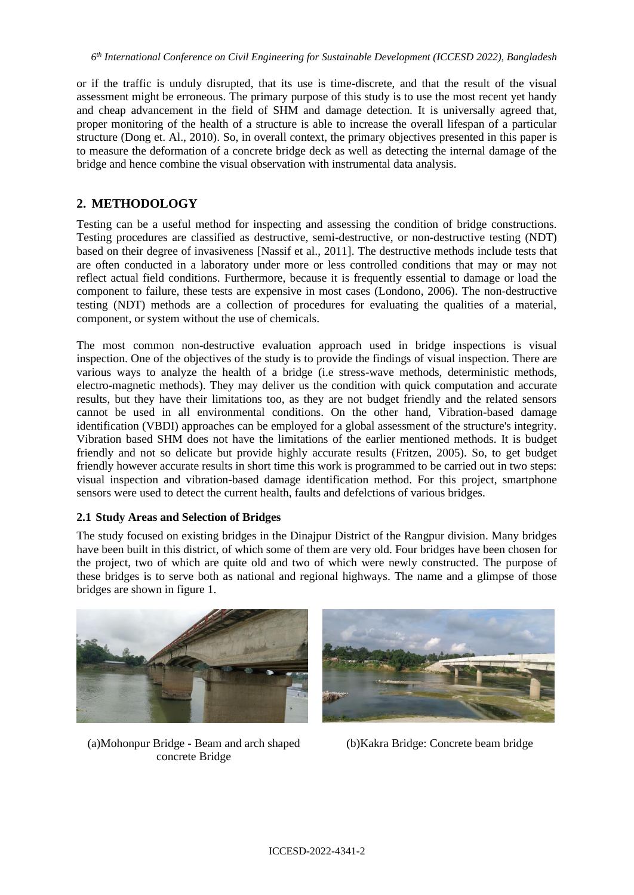or if the traffic is unduly disrupted, that its use is time-discrete, and that the result of the visual assessment might be erroneous. The primary purpose of this study is to use the most recent yet handy and cheap advancement in the field of SHM and damage detection. It is universally agreed that, proper monitoring of the health of a structure is able to increase the overall lifespan of a particular structure (Dong et. Al., 2010). So, in overall context, the primary objectives presented in this paper is to measure the deformation of a concrete bridge deck as well as detecting the internal damage of the bridge and hence combine the visual observation with instrumental data analysis.

## 2. METHODOLOGY

Testing can be a useful method for inspecting and assessing the condition of bridge constructions. Testing procedures are classified as destructive, semi-destructive, or non-destructive testing (NDT) based on their degree of invasiveness [Nassif et al., 2011]. The destructive methods include tests that are often conducted in a laboratory under more or less controlled conditions that may or may not reflect actual field conditions. Furthermore, because it is frequently essential to damage or load the component to failure, these tests are expensive in most cases (Londono, 2006). The non-destructive testing (NDT) methods are a collection of procedures for evaluating the qualities of a material, component, or system without the use of chemicals.

The most common non-destructive evaluation approach used in bridge inspections is visual inspection. One of the objectives of the study is to provide the findings of visual inspection. There are various ways to analyze the health of a bridge (i.e stress-wave methods, deterministic methods, electro-magnetic methods). They may deliver us the condition with quick computation and accurate results, but they have their limitations too, as they are not budget friendly and the related sensors cannot be used in all environmental conditions. On the other hand, Vibration-based damage identification (VBDI) approaches can be employed for a global assessment of the structure's integrity. Vibration based SHM does not have the limitations of the earlier mentioned methods. It is budget friendly and not so delicate but provide highly accurate results (Fritzen, 2005). So, to get budget friendly however accurate results in short time this work is programmed to be carried out in two steps: visual inspection and vibration-based damage identification method. For this project, smartphone sensors were used to detect the current health, faults and defelctions of various bridges.

### 2.1 Study Areas and Selection of Bridges

The study focused on existing bridges in the Dinajpur District of the Rangpur division. Many bridges have been built in this district, of which some of them are very old. Four bridges have been chosen for the project, two of which are quite old and two of which were newly constructed. The purpose of these bridges is to serve both as national and regional highways. The name and a glimpse of those bridges are shown in figure 1.

(a)Mohonpur Bridge - Beam and arch shaped concrete Bridge

(b)Kakra Bridge: Concrete beam bridge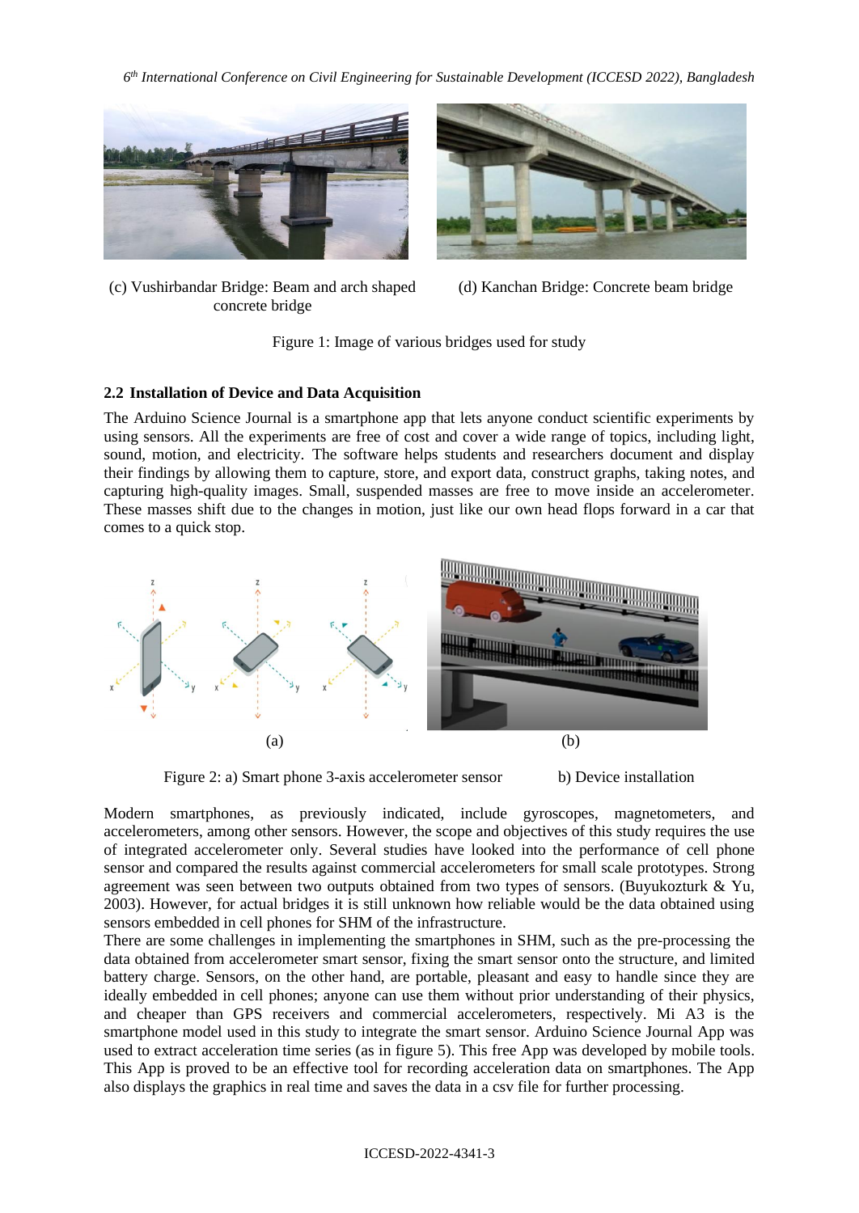(c) Vushirbandar Bridge: Beam and arch shaped concrete bridge

(d) Kanchan Bridge: Concrete beam bridge

Figure 1: Image of various bridges used for study

### 2.2 Installation of Device and Data Acquisition

The Arduino Science Journal is a smartphone app that lets anyone conduct scientific experiments by using sensors. All the experiments are free of cost and cover a wide range of topics, including light, sound, motion, and electricity. The software helps students and researchers document and display their findings by allowing them to capture, store, and export data, construct graphs, taking notes, and capturing high-quality images. Small, suspended masses are free to move inside an accelerometer. These masses shift due to the changes in motion, just like our own head flops forward in a car that comes to a quick stop.

(a) (b)

Figure 2: a) Smart phone 3-axis accelerometer sensor b) Device installation

Modern smartphones, as previously indicated, include gyroscopes, magnetometers, and accelerometers, among other sensors. However, the scope and objectives of this study requires the use of integrated accelerometer only. Several studies have looked into the performance of cell phone sensor and compared the results against commercial accelerometers for small scale prototypes. Strong agreement was seen between two outputs obtained from two types of sensors. (Buyukozturk & Yu, 2003). However, for actual bridges it is still unknown how reliable would be the data obtained using sensors embedded in cell phones for SHM of the infrastructure.

There are some challenges in implementing the smartphones in SHM, such as the pre-processing the data obtained from accelerometer smart sensor, fixing the smart sensor onto the structure, and limited battery charge. Sensors, on the other hand, are portable, pleasant and easy to handle since they are ideally embedded in cell phones; anyone can use them without prior understanding of their physics, and cheaper than GPS receivers and commercial accelerometers, respectively. Mi A3 is the smartphone model used in this study to integrate the smart sensor. Arduino Science Journal App was used to extract acceleration time series (as in figure 5). This free App was developed by mobile tools. This App is proved to be an effective tool for recording acceleration data on smartphones. The App also displays the graphics in real time and saves the data in a csv file for further processing.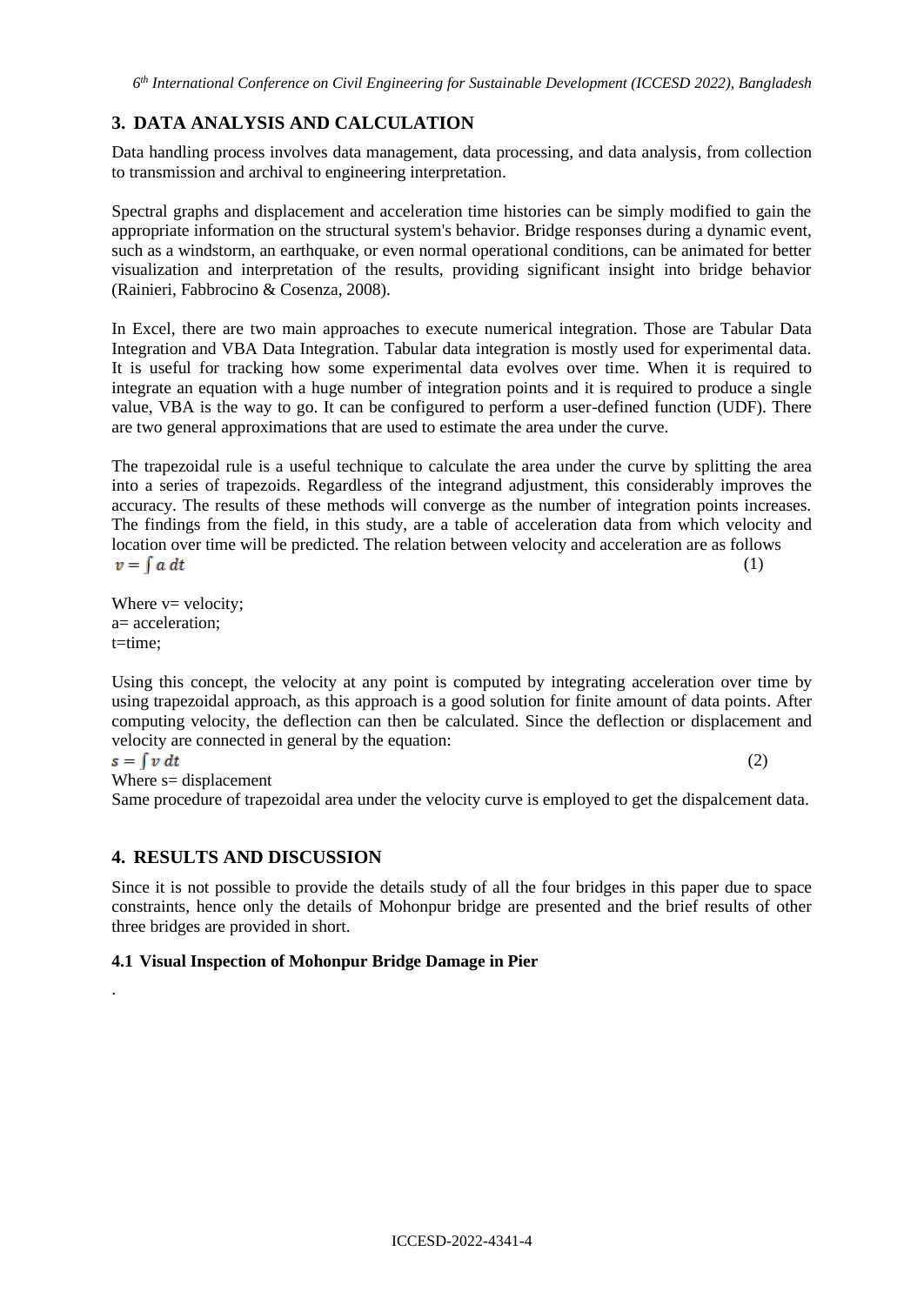## 3. DATA ANALYSIS AND CALCULATION

Data handling process involves data management, data processing, and data analysis, from collection to transmission and archival to engineering interpretation.

Spectral graphs and displacement and acceleration time histories can be simply modified to gain the appropriate information on the structural system's behavior. Bridge responses during a dynamic event, such as a windstorm, an earthquake, or even normal operational conditions, can be animated for better visualization and interpretation of the results, providing significant insight into bridge behavior (Rainieri, Fabbrocino & Cosenza, 2008).

In Excel, there are two main approaches to execute numerical integration. Those are Tabular Data Integration and VBA Data Integration. Tabular data integration is mostly used for experimental data. It is useful for tracking how some experimental data evolves over time. When it is required to integrate an equation with a huge number of integration points and it is required to produce a single value, VBA is the way to go. It can be configured to perform a user-defined function (UDF). There are two general approximations that are used to estimate the area under the curve.

The trapezoidal rule is a useful technique to calculate the area under the curve by splitting the area into a series of trapezoids. Regardless of the integrand adjustment, this considerably improves the accuracy. The results of these methods will converge as the number of integration points increases. The findings from the field, in this study, are a table of acceleration data from which velocity and location over time will be predicted. The relation between velocity and acceleration are as follows

$$v = \int a \, dt \tag{1}$$

Where v= velocity;
a= acceleration;
t=time;

Using this concept, the velocity at any point is computed by integrating acceleration over time by using trapezoidal approach, as this approach is a good solution for finite amount of data points. After computing velocity, the deflection can then be calculated. Since the deflection or displacement and velocity are connected in general by the equation:

$$s = \int v \, dt \tag{2}$$

Where s= displacement
Same procedure of trapezoidal area under the velocity curve is employed to get the dispalcement data.

## 4. RESULTS AND DISCUSSION

Since it is not possible to provide the details study of all the four bridges in this paper due to space constraints, hence only the details of Mohonpur bridge are presented and the brief results of other three bridges are provided in short.

### 4.1 Visual Inspection of Mohonpur Bridge Damage in Pier

.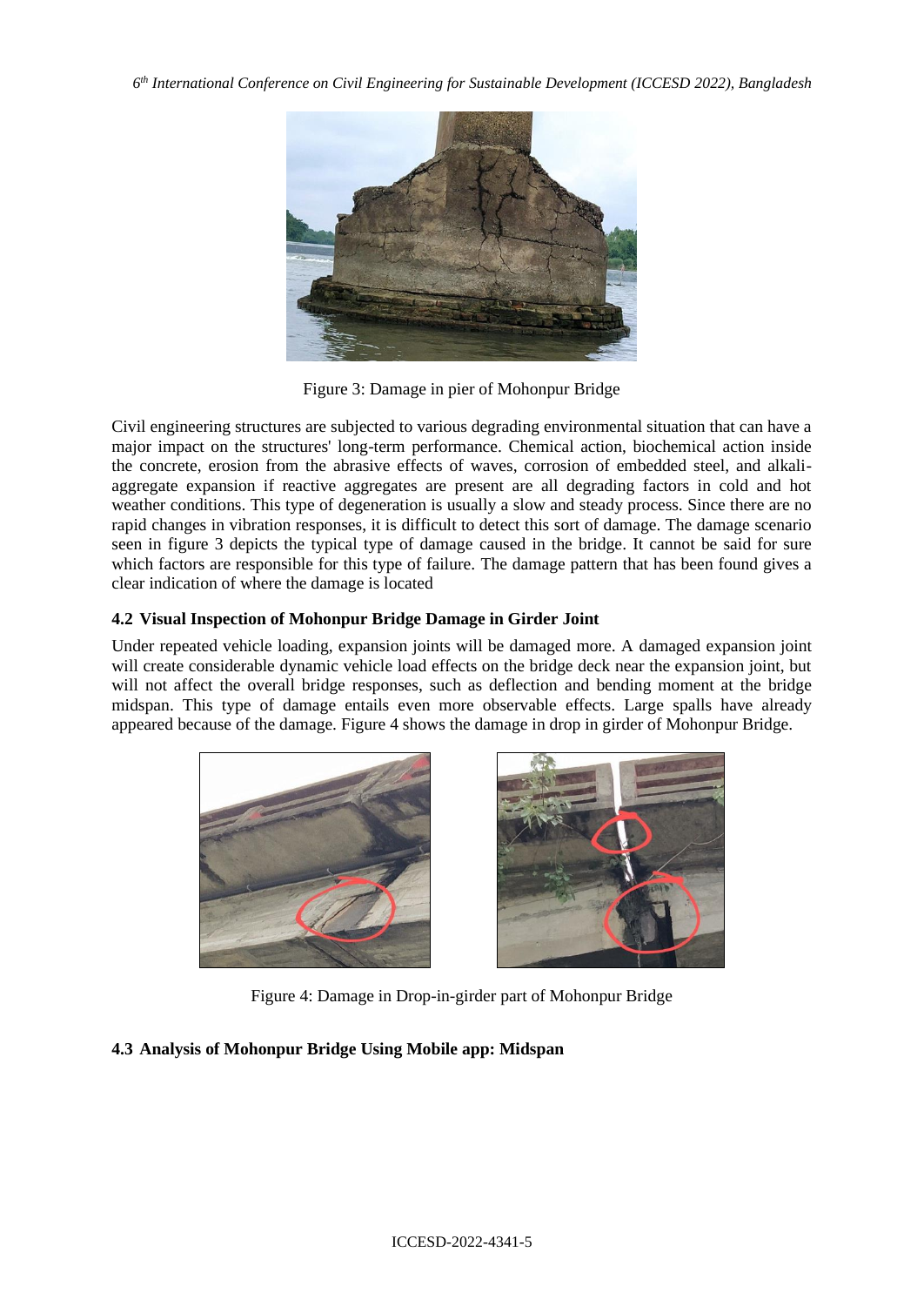Figure 3: Damage in pier of Mohonpur Bridge

Civil engineering structures are subjected to various degrading environmental situation that can have a major impact on the structures' long-term performance. Chemical action, biochemical action inside the concrete, erosion from the abrasive effects of waves, corrosion of embedded steel, and alkali-aggregate expansion if reactive aggregates are present are all degrading factors in cold and hot weather conditions. This type of degeneration is usually a slow and steady process. Since there are no rapid changes in vibration responses, it is difficult to detect this sort of damage. The damage scenario seen in figure 3 depicts the typical type of damage caused in the bridge. It cannot be said for sure which factors are responsible for this type of failure. The damage pattern that has been found gives a clear indication of where the damage is located

### 4.2 Visual Inspection of Mohonpur Bridge Damage in Girder Joint

Under repeated vehicle loading, expansion joints will be damaged more. A damaged expansion joint will create considerable dynamic vehicle load effects on the bridge deck near the expansion joint, but will not affect the overall bridge responses, such as deflection and bending moment at the bridge midspan. This type of damage entails even more observable effects. Large spalls have already appeared because of the damage. Figure 4 shows the damage in drop in girder of Mohonpur Bridge.

Figure 4: Damage in Drop-in-girder part of Mohonpur Bridge

### 4.3 Analysis of Mohonpur Bridge Using Mobile app: Midspan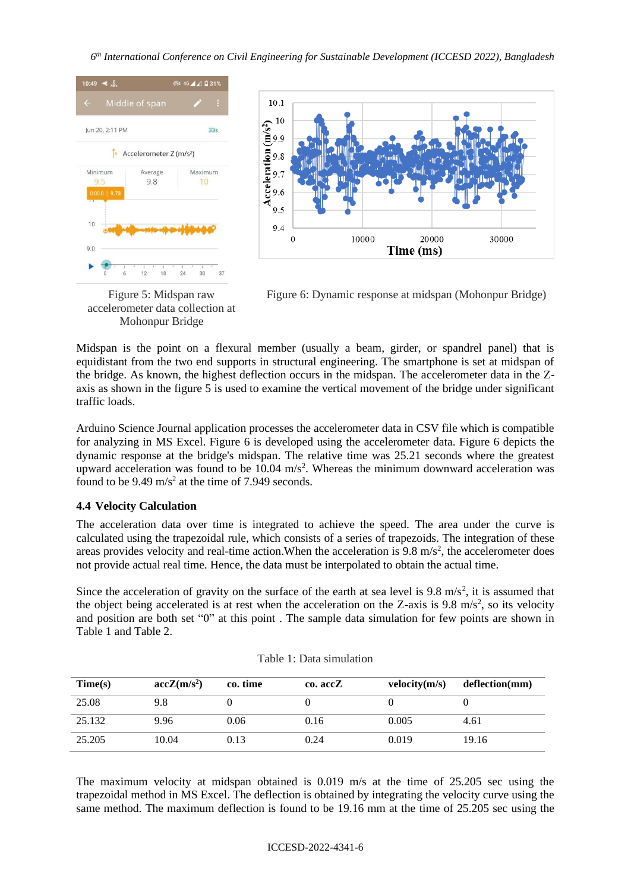Figure 5: Midspan raw accelerometer data collection at Mohonpur Bridge

Figure 6: Dynamic response at midspan (Mohonpur Bridge)

Midspan is the point on a flexural member (usually a beam, girder, or spandrel panel) that is equidistant from the two end supports in structural engineering. The smartphone is set at midspan of the bridge. As known, the highest deflection occurs in the midspan. The accelerometer data in the Z-axis as shown in the figure 5 is used to examine the vertical movement of the bridge under significant traffic loads.

Arduino Science Journal application processes the accelerometer data in CSV file which is compatible for analyzing in MS Excel. Figure 6 is developed using the accelerometer data. Figure 6 depicts the dynamic response at the bridge's midspan. The relative time was 25.21 seconds where the greatest upward acceleration was found to be 10.04 $m/s^2$. Whereas the minimum downward acceleration was found to be 9.49 $m/s^2$ at the time of 7.949 seconds.

### 4.4 Velocity Calculation

The acceleration data over time is integrated to achieve the speed. The area under the curve is calculated using the trapezoidal rule, which consists of a series of trapezoids. The integration of these areas provides velocity and real-time action.When the acceleration is 9.8 $m/s^2$, the accelerometer does not provide actual real time. Hence, the data must be interpolated to obtain the actual time.

Since the acceleration of gravity on the surface of the earth at sea level is 9.8 $m/s^2$, it is assumed that the object being accelerated is at rest when the acceleration on the Z-axis is 9.8 $m/s^2$, so its velocity and position are both set "0" at this point . The sample data simulation for few points are shown in Table 1 and Table 2.

Table 1: Data simulation

| Time(s) | accZ($m/s^2$) | co. time | co. accZ | velocity(m/s) | deflection(mm) |
|---|---|---|---|---|---|
| 25.08 | 9.8 | 0 | 0 | 0 | 0 |
| 25.132 | 9.96 | 0.06 | 0.16 | 0.005 | 4.61 |
| 25.205 | 10.04 | 0.13 | 0.24 | 0.019 | 19.16 |

The maximum velocity at midspan obtained is 0.019 m/s at the time of 25.205 sec using the trapezoidal method in MS Excel. The deflection is obtained by integrating the velocity curve using the same method. The maximum deflection is found to be 19.16 mm at the time of 25.205 sec using the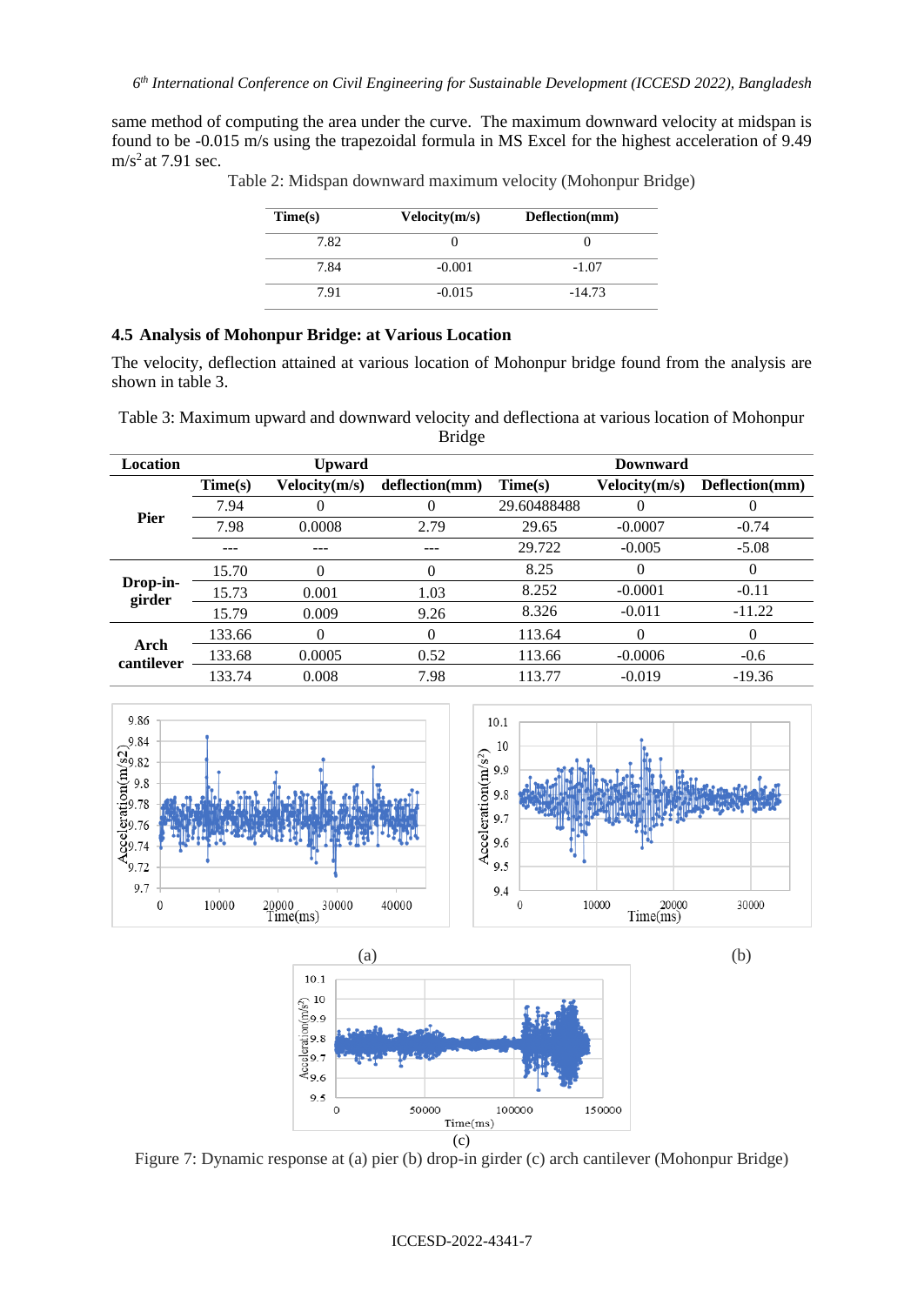same method of computing the area under the curve. The maximum downward velocity at midspan is found to be -0.015 m/s using the trapezoidal formula in MS Excel for the highest acceleration of 9.49 $m/s^2$ at 7.91 sec.

Table 2: Midspan downward maximum velocity (Mohonpur Bridge)

| Time(s) | Velocity(m/s) | Deflection(mm) |
|---|---|---|
| 7.82 | 0 | 0 |
| 7.84 | -0.001 | -1.07 |
| 7.91 | -0.015 | -14.73 |

### 4.5 Analysis of Mohonpur Bridge: at Various Location

The velocity, deflection attained at various location of Mohonpur bridge found from the analysis are shown in table 3.

Table 3: Maximum upward and downward velocity and deflectiona at various location of Mohonpur Bridge

| Location | Upward | | | Downward | | |
|---|---|---|---|---|---|---|
| | Time(s) | Velocity(m/s) | deflection(mm) | Time(s) | Velocity(m/s) | Deflection(mm) |
| Pier | 7.94 | 0 | 0 | 29.60488488 | 0 | 0 |
| | 7.98 | 0.0008 | 2.79 | 29.65 | -0.0007 | -0.74 |
| | --- | --- | --- | 29.722 | -0.005 | -5.08 |
| Drop-in-girder | 15.70 | 0 | 0 | 8.25 | 0 | 0 |
| | 15.73 | 0.001 | 1.03 | 8.252 | -0.0001 | -0.11 |
| | 15.79 | 0.009 | 9.26 | 8.326 | -0.011 | -11.22 |
| Arch cantilever | 133.66 | 0 | 0 | 113.64 | 0 | 0 |
| | 133.68 | 0.0005 | 0.52 | 113.66 | -0.0006 | -0.6 |
| | 133.74 | 0.008 | 7.98 | 113.77 | -0.019 | -19.36 |

Figure 7: Dynamic response at (a) pier (b) drop-in girder (c) arch cantilever (Mohonpur Bridge)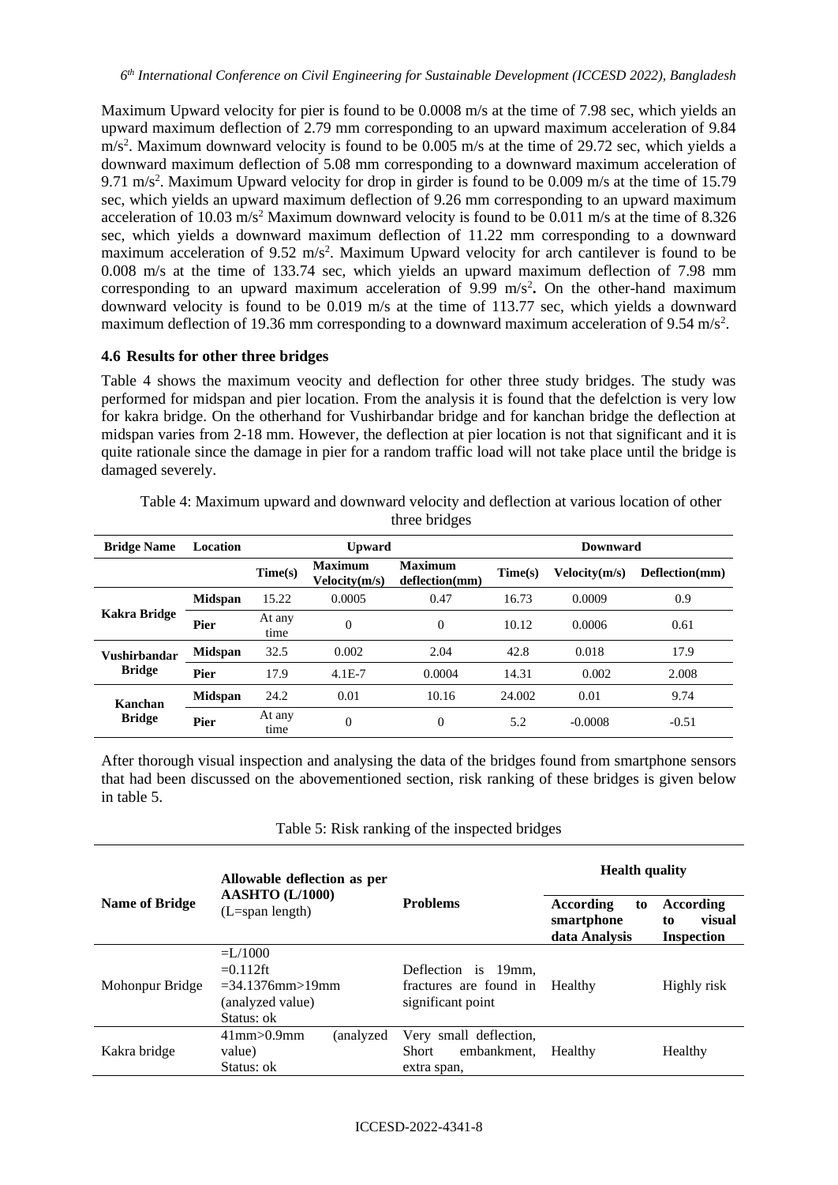Maximum Upward velocity for pier is found to be 0.0008 m/s at the time of 7.98 sec, which yields an upward maximum deflection of 2.79 mm corresponding to an upward maximum acceleration of 9.84 $m/s^2$. Maximum downward velocity is found to be 0.005 m/s at the time of 29.72 sec, which yields a downward maximum deflection of 5.08 mm corresponding to a downward maximum acceleration of 9.71 $m/s^2$. Maximum Upward velocity for drop in girder is found to be 0.009 m/s at the time of 15.79 sec, which yields an upward maximum deflection of 9.26 mm corresponding to an upward maximum acceleration of 10.03 $m/s^2$ Maximum downward velocity is found to be 0.011 m/s at the time of 8.326 sec, which yields a downward maximum deflection of 11.22 mm corresponding to a downward maximum acceleration of 9.52 $m/s^2$. Maximum Upward velocity for arch cantilever is found to be 0.008 m/s at the time of 133.74 sec, which yields an upward maximum deflection of 7.98 mm corresponding to an upward maximum acceleration of 9.99 $m/s^2$**.** On the other-hand maximum downward velocity is found to be 0.019 m/s at the time of 113.77 sec, which yields a downward maximum deflection of 19.36 mm corresponding to a downward maximum acceleration of 9.54 $m/s^2$.

### 4.6 Results for other three bridges

Table 4 shows the maximum veocity and deflection for other three study bridges. The study was performed for midspan and pier location. From the analysis it is found that the defelction is very low for kakra bridge. On the otherhand for Vushirbandar bridge and for kanchan bridge the deflection at midspan varies from 2-18 mm. However, the deflection at pier location is not that significant and it is quite rationale since the damage in pier for a random traffic load will not take place until the bridge is damaged severely.

Table 4: Maximum upward and downward velocity and deflection at various location of other three bridges

| Bridge Name | Location | Upward | | | Downward | | |
|---|---|---|---|---|---|---|---|
| | | Time(s) | Maximum Velocity(m/s) | Maximum deflection(mm) | Time(s) | Velocity(m/s) | Deflection(mm) |
| Kakra Bridge | Midspan | 15.22 | 0.0005 | 0.47 | 16.73 | 0.0009 | 0.9 |
| | Pier | At any time | 0 | 0 | 10.12 | 0.0006 | 0.61 |
| Vushirbandar Bridge | Midspan | 32.5 | 0.002 | 2.04 | 42.8 | 0.018 | 17.9 |
| | Pier | 17.9 | 4.1E-7 | 0.0004 | 14.31 | 0.002 | 2.008 |
| Kanchan Bridge | Midspan | 24.2 | 0.01 | 10.16 | 24.002 | 0.01 | 9.74 |
| | Pier | At any time | 0 | 0 | 5.2 | -0.0008 | -0.51 |

After thorough visual inspection and analysing the data of the bridges found from smartphone sensors that had been discussed on the abovementioned section, risk ranking of these bridges is given below in table 5.

Table 5: Risk ranking of the inspected bridges

| Name of Bridge | Allowable deflection as per AASHTO (L/1000) (L=span length) | Problems | Health quality | |
|---|---|---|---|---|
| | | | According to smartphone data Analysis | According to visual Inspection |
| Mohonpur Bridge | =L/1000 =0.112ft =34.1376mm>19mm (analyzed value) Status: ok | Deflection is 19mm, fractures are found in significant point | Healthy | Highly risk |
| Kakra bridge | 41mm>0.9mm (analyzed value) Status: ok | Very small deflection, Short embankment, extra span, | Healthy | Healthy |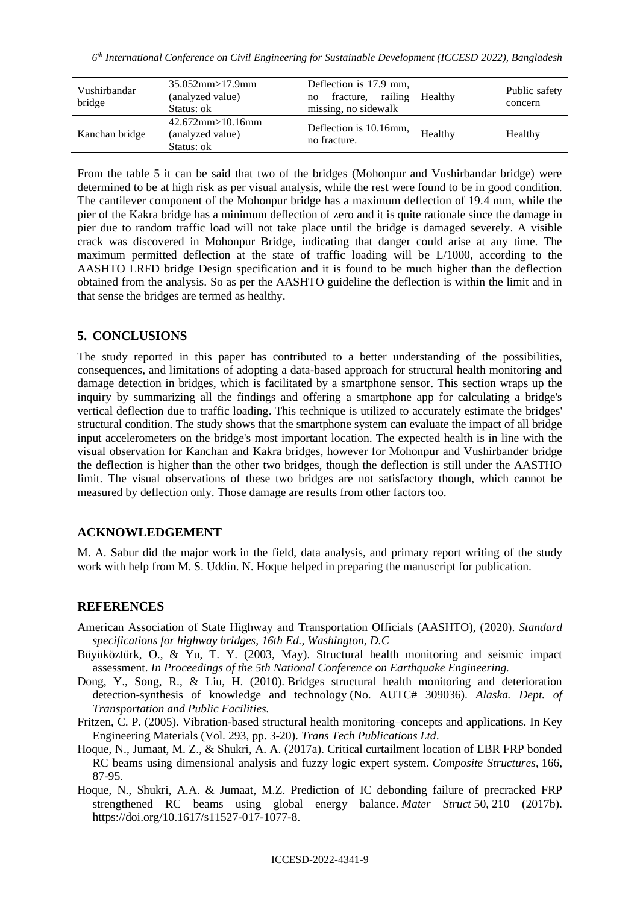| | | | | |
|---|---|---|---|---|
| Vushirbandar bridge | 35.052mm>17.9mm (analyzed value) Status: ok | Deflection is 17.9 mm, no fracture, railing missing, no sidewalk | Healthy | Public safety concern |
| Kanchan bridge | 42.672mm>10.16mm (analyzed value) Status: ok | Deflection is 10.16mm, no fracture. | Healthy | Healthy |

From the table 5 it can be said that two of the bridges (Mohonpur and Vushirbandar bridge) were determined to be at high risk as per visual analysis, while the rest were found to be in good condition. The cantilever component of the Mohonpur bridge has a maximum deflection of 19.4 mm, while the pier of the Kakra bridge has a minimum deflection of zero and it is quite rationale since the damage in pier due to random traffic load will not take place until the bridge is damaged severely. A visible crack was discovered in Mohonpur Bridge, indicating that danger could arise at any time. The maximum permitted deflection at the state of traffic loading will be L/1000, according to the AASHTO LRFD bridge Design specification and it is found to be much higher than the deflection obtained from the analysis. So as per the AASHTO guideline the deflection is within the limit and in that sense the bridges are termed as healthy.

## 5. CONCLUSIONS

The study reported in this paper has contributed to a better understanding of the possibilities, consequences, and limitations of adopting a data-based approach for structural health monitoring and damage detection in bridges, which is facilitated by a smartphone sensor. This section wraps up the inquiry by summarizing all the findings and offering a smartphone app for calculating a bridge's vertical deflection due to traffic loading. This technique is utilized to accurately estimate the bridges' structural condition. The study shows that the smartphone system can evaluate the impact of all bridge input accelerometers on the bridge's most important location. The expected health is in line with the visual observation for Kanchan and Kakra bridges, however for Mohonpur and Vushirbander bridge the deflection is higher than the other two bridges, though the deflection is still under the AASTHO limit. The visual observations of these two bridges are not satisfactory though, which cannot be measured by deflection only. Those damage are results from other factors too.

## ACKNOWLEDGEMENT

M. A. Sabur did the major work in the field, data analysis, and primary report writing of the study work with help from M. S. Uddin. N. Hoque helped in preparing the manuscript for publication.

## REFERENCES

American Association of State Highway and Transportation Officials (AASHTO), (2020). *Standard specifications for highway bridges, 16th Ed., Washington, D.C*

Büyüköztürk, O., & Yu, T. Y. (2003, May). Structural health monitoring and seismic impact assessment. *In Proceedings of the 5th National Conference on Earthquake Engineering.*

Dong, Y., Song, R., & Liu, H. (2010). Bridges structural health monitoring and deterioration detection-synthesis of knowledge and technology (No. AUTC# 309036). *Alaska. Dept. of Transportation and Public Facilities.*

Fritzen, C. P. (2005). Vibration-based structural health monitoring–concepts and applications. In Key Engineering Materials (Vol. 293, pp. 3-20). *Trans Tech Publications Ltd*.

Hoque, N., Jumaat, M. Z., & Shukri, A. A. (2017a). Critical curtailment location of EBR FRP bonded RC beams using dimensional analysis and fuzzy logic expert system. *Composite Structures*, 166, 87-95.

Hoque, N., Shukri, A.A. & Jumaat, M.Z. Prediction of IC debonding failure of precracked FRP strengthened RC beams using global energy balance. *Mater Struct* 50, 210 (2017b). https://doi.org/10.1617/s11527-017-1077-8.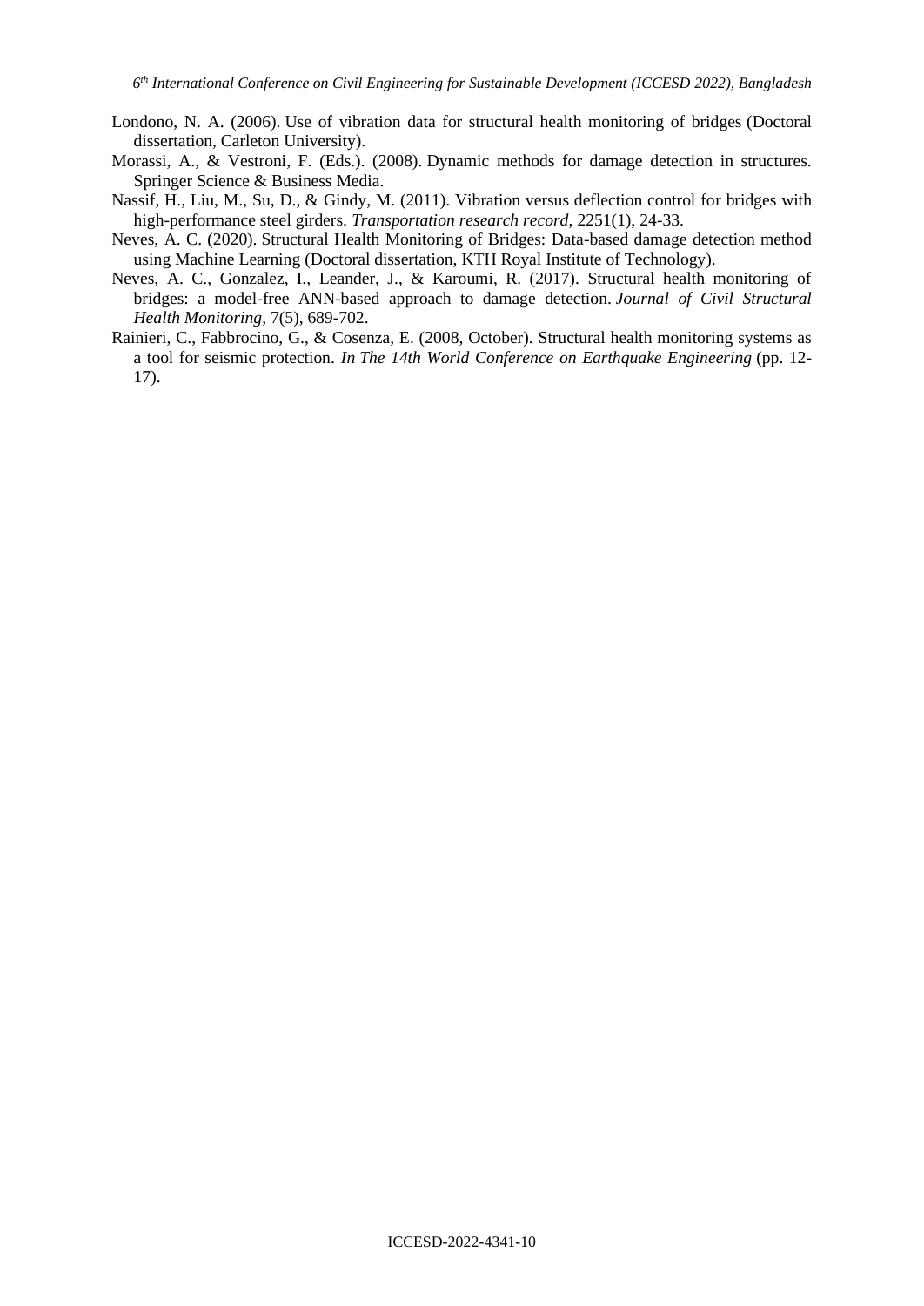Londono, N. A. (2006). Use of vibration data for structural health monitoring of bridges (Doctoral dissertation, Carleton University).

Morassi, A., & Vestroni, F. (Eds.). (2008). Dynamic methods for damage detection in structures. Springer Science & Business Media.

Nassif, H., Liu, M., Su, D., & Gindy, M. (2011). Vibration versus deflection control for bridges with high-performance steel girders. *Transportation research record*, 2251(1), 24-33.

Neves, A. C. (2020). Structural Health Monitoring of Bridges: Data-based damage detection method using Machine Learning (Doctoral dissertation, KTH Royal Institute of Technology).

Neves, A. C., Gonzalez, I., Leander, J., & Karoumi, R. (2017). Structural health monitoring of bridges: a model-free ANN-based approach to damage detection. *Journal of Civil Structural Health Monitoring*, 7(5), 689-702.

Rainieri, C., Fabbrocino, G., & Cosenza, E. (2008, October). Structural health monitoring systems as a tool for seismic protection. *In The 14th World Conference on Earthquake Engineering* (pp. 12-17).